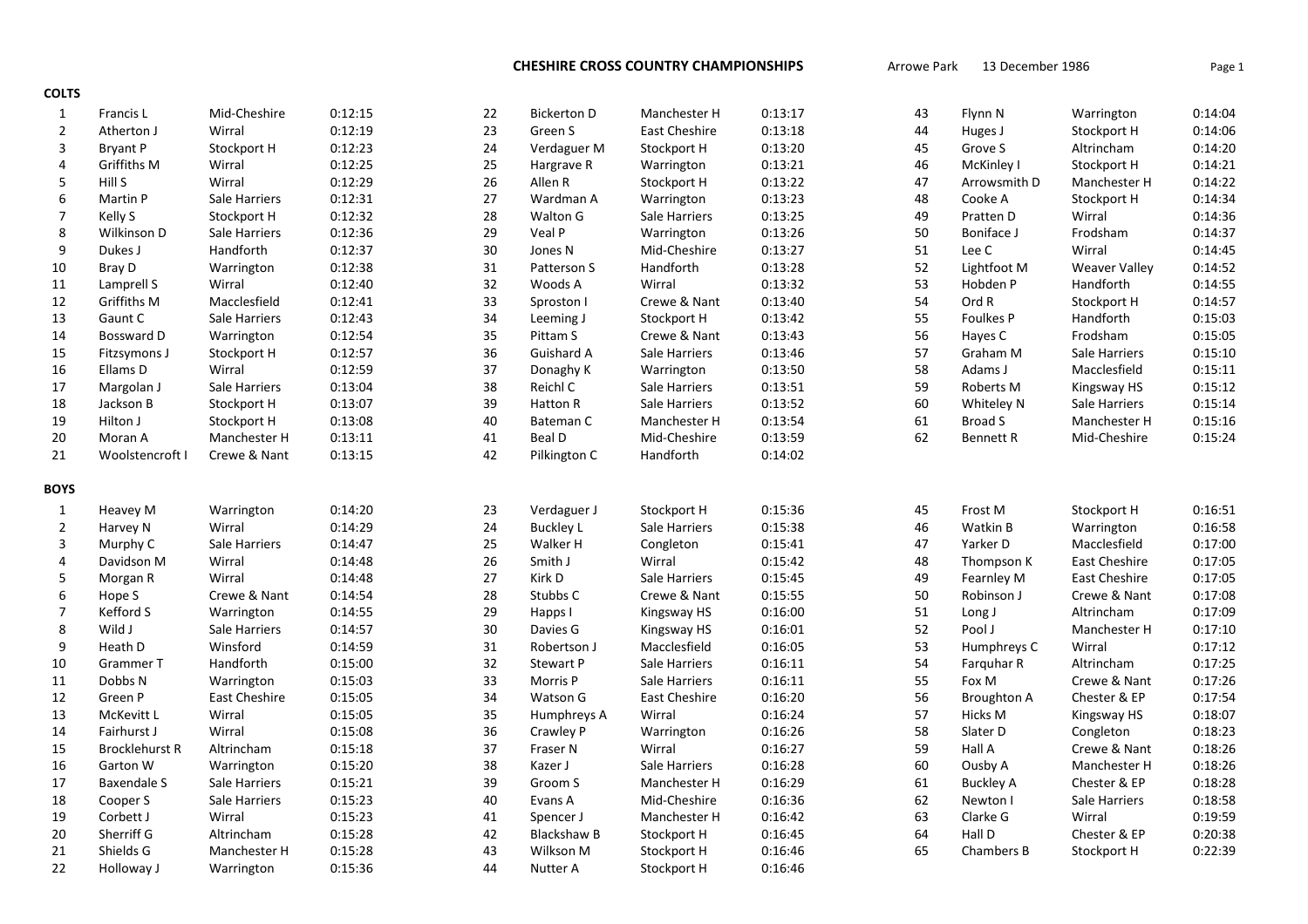# CHESHIRE CROSS COUNTRY CHAMPIONSHIPS

Arrowe Park 13 December 1986

## COLTS

| Pos | Name | Club | Time |
|---|---|---|---|
| 1 | Francis L | Mid-Cheshire | 0:12:15 |
| 2 | Atherton J | Wirral | 0:12:19 |
| 3 | Bryant P | Stockport H | 0:12:23 |
| 4 | Griffiths M | Wirral | 0:12:25 |
| 5 | Hill S | Wirral | 0:12:29 |
| 6 | Martin P | Sale Harriers | 0:12:31 |
| 7 | Kelly S | Stockport H | 0:12:32 |
| 8 | Wilkinson D | Sale Harriers | 0:12:36 |
| 9 | Dukes J | Handforth | 0:12:37 |
| 10 | Bray D | Warrington | 0:12:38 |
| 11 | Lamprell S | Wirral | 0:12:40 |
| 12 | Griffiths M | Macclesfield | 0:12:41 |
| 13 | Gaunt C | Sale Harriers | 0:12:43 |
| 14 | Bossward D | Warrington | 0:12:54 |
| 15 | Fitzsymons J | Stockport H | 0:12:57 |
| 16 | Ellams D | Wirral | 0:12:59 |
| 17 | Margolan J | Sale Harriers | 0:13:04 |
| 18 | Jackson B | Stockport H | 0:13:07 |
| 19 | Hilton J | Stockport H | 0:13:08 |
| 20 | Moran A | Manchester H | 0:13:11 |
| 21 | Woolstencroft I | Crewe & Nant | 0:13:15 |
| 22 | Bickerton D | Manchester H | 0:13:17 |
| 23 | Green S | East Cheshire | 0:13:18 |
| 24 | Verdaguer M | Stockport H | 0:13:20 |
| 25 | Hargrave R | Warrington | 0:13:21 |
| 26 | Allen R | Stockport H | 0:13:22 |
| 27 | Wardman A | Warrington | 0:13:23 |
| 28 | Walton G | Sale Harriers | 0:13:25 |
| 29 | Veal P | Warrington | 0:13:26 |
| 30 | Jones N | Mid-Cheshire | 0:13:27 |
| 31 | Patterson S | Handforth | 0:13:28 |
| 32 | Woods A | Wirral | 0:13:32 |
| 33 | Sproston I | Crewe & Nant | 0:13:40 |
| 34 | Leeming J | Stockport H | 0:13:42 |
| 35 | Pittam S | Crewe & Nant | 0:13:43 |
| 36 | Guishard A | Sale Harriers | 0:13:46 |
| 37 | Donaghy K | Warrington | 0:13:50 |
| 38 | Reichl C | Sale Harriers | 0:13:51 |
| 39 | Hatton R | Sale Harriers | 0:13:52 |
| 40 | Bateman C | Manchester H | 0:13:54 |
| 41 | Beal D | Mid-Cheshire | 0:13:59 |
| 42 | Pilkington C | Handforth | 0:14:02 |
| 43 | Flynn N | Warrington | 0:14:04 |
| 44 | Huges J | Stockport H | 0:14:06 |
| 45 | Grove S | Altrincham | 0:14:20 |
| 46 | McKinley I | Stockport H | 0:14:21 |
| 47 | Arrowsmith D | Manchester H | 0:14:22 |
| 48 | Cooke A | Stockport H | 0:14:34 |
| 49 | Pratten D | Wirral | 0:14:36 |
| 50 | Boniface J | Frodsham | 0:14:37 |
| 51 | Lee C | Wirral | 0:14:45 |
| 52 | Lightfoot M | Weaver Valley | 0:14:52 |
| 53 | Hobden P | Handforth | 0:14:55 |
| 54 | Ord R | Stockport H | 0:14:57 |
| 55 | Foulkes P | Handforth | 0:15:03 |
| 56 | Hayes C | Frodsham | 0:15:05 |
| 57 | Graham M | Sale Harriers | 0:15:10 |
| 58 | Adams J | Macclesfield | 0:15:11 |
| 59 | Roberts M | Kingsway HS | 0:15:12 |
| 60 | Whiteley N | Sale Harriers | 0:15:14 |
| 61 | Broad S | Manchester H | 0:15:16 |
| 62 | Bennett R | Mid-Cheshire | 0:15:24 |

## BOYS

| Pos | Name | Club | Time |
|---|---|---|---|
| 1 | Heavey M | Warrington | 0:14:20 |
| 2 | Harvey N | Wirral | 0:14:29 |
| 3 | Murphy C | Sale Harriers | 0:14:47 |
| 4 | Davidson M | Wirral | 0:14:48 |
| 5 | Morgan R | Wirral | 0:14:48 |
| 6 | Hope S | Crewe & Nant | 0:14:54 |
| 7 | Kefford S | Warrington | 0:14:55 |
| 8 | Wild J | Sale Harriers | 0:14:57 |
| 9 | Heath D | Winsford | 0:14:59 |
| 10 | Grammer T | Handforth | 0:15:00 |
| 11 | Dobbs N | Warrington | 0:15:03 |
| 12 | Green P | East Cheshire | 0:15:05 |
| 13 | McKevitt L | Wirral | 0:15:05 |
| 14 | Fairhurst J | Wirral | 0:15:08 |
| 15 | Brocklehurst R | Altrincham | 0:15:18 |
| 16 | Garton W | Warrington | 0:15:20 |
| 17 | Baxendale S | Sale Harriers | 0:15:21 |
| 18 | Cooper S | Sale Harriers | 0:15:23 |
| 19 | Corbett J | Wirral | 0:15:23 |
| 20 | Sherriff G | Altrincham | 0:15:28 |
| 21 | Shields G | Manchester H | 0:15:28 |
| 22 | Holloway J | Warrington | 0:15:36 |
| 23 | Verdaguer J | Stockport H | 0:15:36 |
| 24 | Buckley L | Sale Harriers | 0:15:38 |
| 25 | Walker H | Congleton | 0:15:41 |
| 26 | Smith J | Wirral | 0:15:42 |
| 27 | Kirk D | Sale Harriers | 0:15:45 |
| 28 | Stubbs C | Crewe & Nant | 0:15:55 |
| 29 | Happs I | Kingsway HS | 0:16:00 |
| 30 | Davies G | Kingsway HS | 0:16:01 |
| 31 | Robertson J | Macclesfield | 0:16:05 |
| 32 | Stewart P | Sale Harriers | 0:16:11 |
| 33 | Morris P | Sale Harriers | 0:16:11 |
| 34 | Watson G | East Cheshire | 0:16:20 |
| 35 | Humphreys A | Wirral | 0:16:24 |
| 36 | Crawley P | Warrington | 0:16:26 |
| 37 | Fraser N | Wirral | 0:16:27 |
| 38 | Kazer J | Sale Harriers | 0:16:28 |
| 39 | Groom S | Manchester H | 0:16:29 |
| 40 | Evans A | Mid-Cheshire | 0:16:36 |
| 41 | Spencer J | Manchester H | 0:16:42 |
| 42 | Blackshaw B | Stockport H | 0:16:45 |
| 43 | Wilkson M | Stockport H | 0:16:46 |
| 44 | Nutter A | Stockport H | 0:16:46 |
| 45 | Frost M | Stockport H | 0:16:51 |
| 46 | Watkin B | Warrington | 0:16:58 |
| 47 | Yarker D | Macclesfield | 0:17:00 |
| 48 | Thompson K | East Cheshire | 0:17:05 |
| 49 | Fearnley M | East Cheshire | 0:17:05 |
| 50 | Robinson J | Crewe & Nant | 0:17:08 |
| 51 | Long J | Altrincham | 0:17:09 |
| 52 | Pool J | Manchester H | 0:17:10 |
| 53 | Humphreys C | Wirral | 0:17:12 |
| 54 | Farquhar R | Altrincham | 0:17:25 |
| 55 | Fox M | Crewe & Nant | 0:17:26 |
| 56 | Broughton A | Chester & EP | 0:17:54 |
| 57 | Hicks M | Kingsway HS | 0:18:07 |
| 58 | Slater D | Congleton | 0:18:23 |
| 59 | Hall A | Crewe & Nant | 0:18:26 |
| 60 | Ousby A | Manchester H | 0:18:26 |
| 61 | Buckley A | Chester & EP | 0:18:28 |
| 62 | Newton I | Sale Harriers | 0:18:58 |
| 63 | Clarke G | Wirral | 0:19:59 |
| 64 | Hall D | Chester & EP | 0:20:38 |
| 65 | Chambers B | Stockport H | 0:22:39 |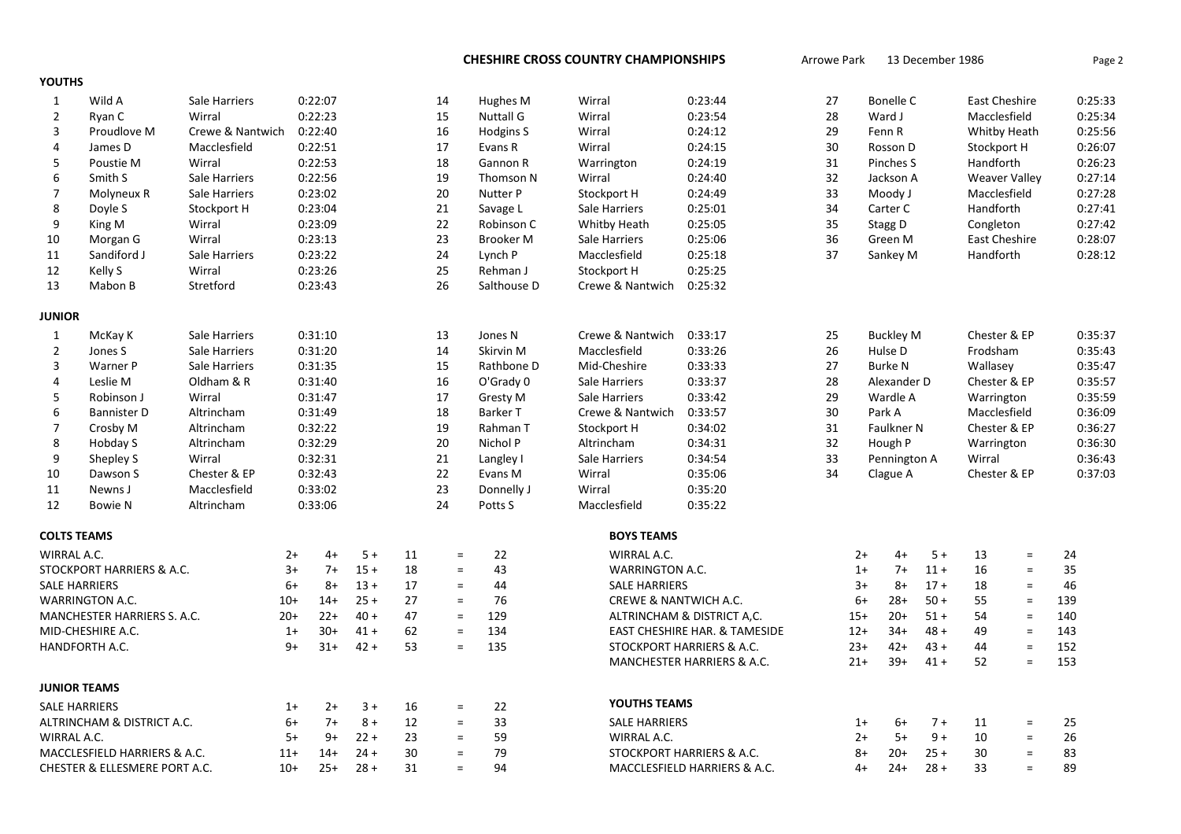## CHESHIRE CROSS COUNTRY CHAMPIONSHIPS

Arrowe Park 13 December 1986

### YOUTHS

| Pos | Name | Club | Time |
|---|---|---|---|
| 1 | Wild A | Sale Harriers | 0:22:07 |
| 2 | Ryan C | Wirral | 0:22:23 |
| 3 | Proudlove M | Crewe & Nantwich | 0:22:40 |
| 4 | James D | Macclesfield | 0:22:51 |
| 5 | Poustie M | Wirral | 0:22:53 |
| 6 | Smith S | Sale Harriers | 0:22:56 |
| 7 | Molyneux R | Sale Harriers | 0:23:02 |
| 8 | Doyle S | Stockport H | 0:23:04 |
| 9 | King M | Wirral | 0:23:09 |
| 10 | Morgan G | Wirral | 0:23:13 |
| 11 | Sandiford J | Sale Harriers | 0:23:22 |
| 12 | Kelly S | Wirral | 0:23:26 |
| 13 | Mabon B | Stretford | 0:23:43 |
| 14 | Hughes M | Wirral | 0:23:44 |
| 15 | Nuttall G | Wirral | 0:23:54 |
| 16 | Hodgins S | Wirral | 0:24:12 |
| 17 | Evans R | Wirral | 0:24:15 |
| 18 | Gannon R | Warrington | 0:24:19 |
| 19 | Thomson N | Wirral | 0:24:40 |
| 20 | Nutter P | Stockport H | 0:24:49 |
| 21 | Savage L | Sale Harriers | 0:25:01 |
| 22 | Robinson C | Whitby Heath | 0:25:05 |
| 23 | Brooker M | Sale Harriers | 0:25:06 |
| 24 | Lynch P | Macclesfield | 0:25:18 |
| 25 | Rehman J | Stockport H | 0:25:25 |
| 26 | Salthouse D | Crewe & Nantwich | 0:25:32 |
| 27 | Bonelle C | East Cheshire | 0:25:33 |
| 28 | Ward J | Macclesfield | 0:25:34 |
| 29 | Fenn R | Whitby Heath | 0:25:56 |
| 30 | Rosson D | Stockport H | 0:26:07 |
| 31 | Pinches S | Handforth | 0:26:23 |
| 32 | Jackson A | Weaver Valley | 0:27:14 |
| 33 | Moody J | Macclesfield | 0:27:28 |
| 34 | Carter C | Handforth | 0:27:41 |
| 35 | Stagg D | Congleton | 0:27:42 |
| 36 | Green M | East Cheshire | 0:28:07 |
| 37 | Sankey M | Handforth | 0:28:12 |

### JUNIOR

| Pos | Name | Club | Time |
|---|---|---|---|
| 1 | McKay K | Sale Harriers | 0:31:10 |
| 2 | Jones S | Sale Harriers | 0:31:20 |
| 3 | Warner P | Sale Harriers | 0:31:35 |
| 4 | Leslie M | Oldham & R | 0:31:40 |
| 5 | Robinson J | Wirral | 0:31:47 |
| 6 | Bannister D | Altrincham | 0:31:49 |
| 7 | Crosby M | Altrincham | 0:32:22 |
| 8 | Hobday S | Altrincham | 0:32:29 |
| 9 | Shepley S | Wirral | 0:32:31 |
| 10 | Dawson S | Chester & EP | 0:32:43 |
| 11 | Newns J | Macclesfield | 0:33:02 |
| 12 | Bowie N | Altrincham | 0:33:06 |
| 13 | Jones N | Crewe & Nantwich | 0:33:17 |
| 14 | Skirvin M | Macclesfield | 0:33:26 |
| 15 | Rathbone D | Mid-Cheshire | 0:33:33 |
| 16 | O'Grady 0 | Sale Harriers | 0:33:37 |
| 17 | Gresty M | Sale Harriers | 0:33:42 |
| 18 | Barker T | Crewe & Nantwich | 0:33:57 |
| 19 | Rahman T | Stockport H | 0:34:02 |
| 20 | Nichol P | Altrincham | 0:34:31 |
| 21 | Langley I | Sale Harriers | 0:34:54 |
| 22 | Evans M | Wirral | 0:35:06 |
| 23 | Donnelly J | Wirral | 0:35:20 |
| 24 | Potts S | Macclesfield | 0:35:22 |
| 25 | Buckley M | Chester & EP | 0:35:37 |
| 26 | Hulse D | Frodsham | 0:35:43 |
| 27 | Burke N | Wallasey | 0:35:47 |
| 28 | Alexander D | Chester & EP | 0:35:57 |
| 29 | Wardle A | Warrington | 0:35:59 |
| 30 | Park A | Macclesfield | 0:36:09 |
| 31 | Faulkner N | Chester & EP | 0:36:27 |
| 32 | Hough P | Warrington | 0:36:30 |
| 33 | Pennington A | Wirral | 0:36:43 |
| 34 | Clague A | Chester & EP | 0:37:03 |

### COLTS TEAMS

| Team | | | | | | |
|---|---|---|---|---|---|---|
| WIRRAL A.C. | 2+ | 4+ | 5 + | 11 | = | 22 |
| STOCKPORT HARRIERS & A.C. | 3+ | 7+ | 15 + | 18 | = | 43 |
| SALE HARRIERS | 6+ | 8+ | 13 + | 17 | = | 44 |
| WARRINGTON A.C. | 10+ | 14+ | 25 + | 27 | = | 76 |
| MANCHESTER HARRIERS S. A.C. | 20+ | 22+ | 40 + | 47 | = | 129 |
| MID-CHESHIRE A.C. | 1+ | 30+ | 41 + | 62 | = | 134 |
| HANDFORTH A.C. | 9+ | 31+ | 42 + | 53 | = | 135 |

### BOYS TEAMS

| Team | | | | | | |
|---|---|---|---|---|---|---|
| WIRRAL A.C. | 2+ | 4+ | 5 + | 13 | = | 24 |
| WARRINGTON A.C. | 1+ | 7+ | 11 + | 16 | = | 35 |
| SALE HARRIERS | 3+ | 8+ | 17 + | 18 | = | 46 |
| CREWE & NANTWICH A.C. | 6+ | 28+ | 50 + | 55 | = | 139 |
| ALTRINCHAM & DISTRICT A,C. | 15+ | 20+ | 51 + | 54 | = | 140 |
| EAST CHESHIRE HAR. & TAMESIDE | 12+ | 34+ | 48 + | 49 | = | 143 |
| STOCKPORT HARRIERS & A.C. | 23+ | 42+ | 43 + | 44 | = | 152 |
| MANCHESTER HARRIERS & A.C. | 21+ | 39+ | 41 + | 52 | = | 153 |

### JUNIOR TEAMS

| Team | | | | | | |
|---|---|---|---|---|---|---|
| SALE HARRIERS | 1+ | 2+ | 3 + | 16 | = | 22 |
| ALTRINCHAM & DISTRICT A.C. | 6+ | 7+ | 8 + | 12 | = | 33 |
| WIRRAL A.C. | 5+ | 9+ | 22 + | 23 | = | 59 |
| MACCLESFIELD HARRIERS & A.C. | 11+ | 14+ | 24 + | 30 | = | 79 |
| CHESTER & ELLESMERE PORT A.C. | 10+ | 25+ | 28 + | 31 | = | 94 |

### YOUTHS TEAMS

| Team | | | | | | |
|---|---|---|---|---|---|---|
| SALE HARRIERS | 1+ | 6+ | 7 + | 11 | = | 25 |
| WIRRAL A.C. | 2+ | 5+ | 9 + | 10 | = | 26 |
| STOCKPORT HARRIERS & A.C. | 8+ | 20+ | 25 + | 30 | = | 83 |
| MACCLESFIELD HARRIERS & A.C. | 4+ | 24+ | 28 + | 33 | = | 89 |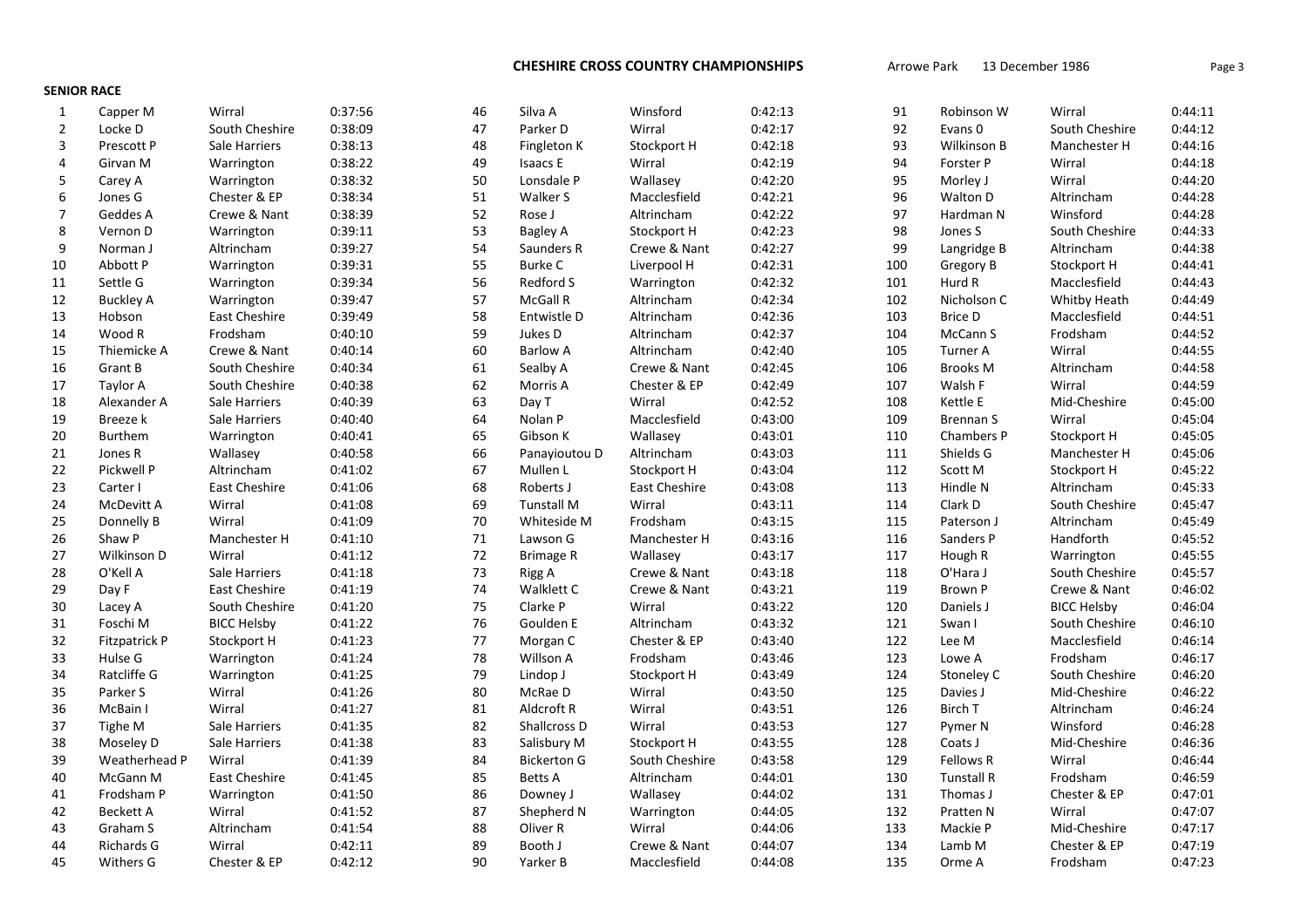## CHESHIRE CROSS COUNTRY CHAMPIONSHIPS

Arrowe Park 13 December 1986

**SENIOR RACE**

| Pos | Name | Club | Time |
|---|---|---|---|
| 1 | Capper M | Wirral | 0:37:56 |
| 2 | Locke D | South Cheshire | 0:38:09 |
| 3 | Prescott P | Sale Harriers | 0:38:13 |
| 4 | Girvan M | Warrington | 0:38:22 |
| 5 | Carey A | Warrington | 0:38:32 |
| 6 | Jones G | Chester & EP | 0:38:34 |
| 7 | Geddes A | Crewe & Nant | 0:38:39 |
| 8 | Vernon D | Warrington | 0:39:11 |
| 9 | Norman J | Altrincham | 0:39:27 |
| 10 | Abbott P | Warrington | 0:39:31 |
| 11 | Settle G | Warrington | 0:39:34 |
| 12 | Buckley A | Warrington | 0:39:47 |
| 13 | Hobson | East Cheshire | 0:39:49 |
| 14 | Wood R | Frodsham | 0:40:10 |
| 15 | Thiemicke A | Crewe & Nant | 0:40:14 |
| 16 | Grant B | South Cheshire | 0:40:34 |
| 17 | Taylor A | South Cheshire | 0:40:38 |
| 18 | Alexander A | Sale Harriers | 0:40:39 |
| 19 | Breeze k | Sale Harriers | 0:40:40 |
| 20 | Burthem | Warrington | 0:40:41 |
| 21 | Jones R | Wallasey | 0:40:58 |
| 22 | Pickwell P | Altrincham | 0:41:02 |
| 23 | Carter I | East Cheshire | 0:41:06 |
| 24 | McDevitt A | Wirral | 0:41:08 |
| 25 | Donnelly B | Wirral | 0:41:09 |
| 26 | Shaw P | Manchester H | 0:41:10 |
| 27 | Wilkinson D | Wirral | 0:41:12 |
| 28 | O'Kell A | Sale Harriers | 0:41:18 |
| 29 | Day F | East Cheshire | 0:41:19 |
| 30 | Lacey A | South Cheshire | 0:41:20 |
| 31 | Foschi M | BICC Helsby | 0:41:22 |
| 32 | Fitzpatrick P | Stockport H | 0:41:23 |
| 33 | Hulse G | Warrington | 0:41:24 |
| 34 | Ratcliffe G | Warrington | 0:41:25 |
| 35 | Parker S | Wirral | 0:41:26 |
| 36 | McBain I | Wirral | 0:41:27 |
| 37 | Tighe M | Sale Harriers | 0:41:35 |
| 38 | Moseley D | Sale Harriers | 0:41:38 |
| 39 | Weatherhead P | Wirral | 0:41:39 |
| 40 | McGann M | East Cheshire | 0:41:45 |
| 41 | Frodsham P | Warrington | 0:41:50 |
| 42 | Beckett A | Wirral | 0:41:52 |
| 43 | Graham S | Altrincham | 0:41:54 |
| 44 | Richards G | Wirral | 0:42:11 |
| 45 | Withers G | Chester & EP | 0:42:12 |
| 46 | Silva A | Winsford | 0:42:13 |
| 47 | Parker D | Wirral | 0:42:17 |
| 48 | Fingleton K | Stockport H | 0:42:18 |
| 49 | Isaacs E | Wirral | 0:42:19 |
| 50 | Lonsdale P | Wallasey | 0:42:20 |
| 51 | Walker S | Macclesfield | 0:42:21 |
| 52 | Rose J | Altrincham | 0:42:22 |
| 53 | Bagley A | Stockport H | 0:42:23 |
| 54 | Saunders R | Crewe & Nant | 0:42:27 |
| 55 | Burke C | Liverpool H | 0:42:31 |
| 56 | Redford S | Warrington | 0:42:32 |
| 57 | McGall R | Altrincham | 0:42:34 |
| 58 | Entwistle D | Altrincham | 0:42:36 |
| 59 | Jukes D | Altrincham | 0:42:37 |
| 60 | Barlow A | Altrincham | 0:42:40 |
| 61 | Sealby A | Crewe & Nant | 0:42:45 |
| 62 | Morris A | Chester & EP | 0:42:49 |
| 63 | Day T | Wirral | 0:42:52 |
| 64 | Nolan P | Macclesfield | 0:43:00 |
| 65 | Gibson K | Wallasey | 0:43:01 |
| 66 | Panayioutou D | Altrincham | 0:43:03 |
| 67 | Mullen L | Stockport H | 0:43:04 |
| 68 | Roberts J | East Cheshire | 0:43:08 |
| 69 | Tunstall M | Wirral | 0:43:11 |
| 70 | Whiteside M | Frodsham | 0:43:15 |
| 71 | Lawson G | Manchester H | 0:43:16 |
| 72 | Brimage R | Wallasey | 0:43:17 |
| 73 | Rigg A | Crewe & Nant | 0:43:18 |
| 74 | Walklett C | Crewe & Nant | 0:43:21 |
| 75 | Clarke P | Wirral | 0:43:22 |
| 76 | Goulden E | Altrincham | 0:43:32 |
| 77 | Morgan C | Chester & EP | 0:43:40 |
| 78 | Willson A | Frodsham | 0:43:46 |
| 79 | Lindop J | Stockport H | 0:43:49 |
| 80 | McRae D | Wirral | 0:43:50 |
| 81 | Aldcroft R | Wirral | 0:43:51 |
| 82 | Shallcross D | Wirral | 0:43:53 |
| 83 | Salisbury M | Stockport H | 0:43:55 |
| 84 | Bickerton G | South Cheshire | 0:43:58 |
| 85 | Betts A | Altrincham | 0:44:01 |
| 86 | Downey J | Wallasey | 0:44:02 |
| 87 | Shepherd N | Warrington | 0:44:05 |
| 88 | Oliver R | Wirral | 0:44:06 |
| 89 | Booth J | Crewe & Nant | 0:44:07 |
| 90 | Yarker B | Macclesfield | 0:44:08 |
| 91 | Robinson W | Wirral | 0:44:11 |
| 92 | Evans 0 | South Cheshire | 0:44:12 |
| 93 | Wilkinson B | Manchester H | 0:44:16 |
| 94 | Forster P | Wirral | 0:44:18 |
| 95 | Morley J | Wirral | 0:44:20 |
| 96 | Walton D | Altrincham | 0:44:28 |
| 97 | Hardman N | Winsford | 0:44:28 |
| 98 | Jones S | South Cheshire | 0:44:33 |
| 99 | Langridge B | Altrincham | 0:44:38 |
| 100 | Gregory B | Stockport H | 0:44:41 |
| 101 | Hurd R | Macclesfield | 0:44:43 |
| 102 | Nicholson C | Whitby Heath | 0:44:49 |
| 103 | Brice D | Macclesfield | 0:44:51 |
| 104 | McCann S | Frodsham | 0:44:52 |
| 105 | Turner A | Wirral | 0:44:55 |
| 106 | Brooks M | Altrincham | 0:44:58 |
| 107 | Walsh F | Wirral | 0:44:59 |
| 108 | Kettle E | Mid-Cheshire | 0:45:00 |
| 109 | Brennan S | Wirral | 0:45:04 |
| 110 | Chambers P | Stockport H | 0:45:05 |
| 111 | Shields G | Manchester H | 0:45:06 |
| 112 | Scott M | Stockport H | 0:45:22 |
| 113 | Hindle N | Altrincham | 0:45:33 |
| 114 | Clark D | South Cheshire | 0:45:47 |
| 115 | Paterson J | Altrincham | 0:45:49 |
| 116 | Sanders P | Handforth | 0:45:52 |
| 117 | Hough R | Warrington | 0:45:55 |
| 118 | O'Hara J | South Cheshire | 0:45:57 |
| 119 | Brown P | Crewe & Nant | 0:46:02 |
| 120 | Daniels J | BICC Helsby | 0:46:04 |
| 121 | Swan I | South Cheshire | 0:46:10 |
| 122 | Lee M | Macclesfield | 0:46:14 |
| 123 | Lowe A | Frodsham | 0:46:17 |
| 124 | Stoneley C | South Cheshire | 0:46:20 |
| 125 | Davies J | Mid-Cheshire | 0:46:22 |
| 126 | Birch T | Altrincham | 0:46:24 |
| 127 | Pymer N | Winsford | 0:46:28 |
| 128 | Coats J | Mid-Cheshire | 0:46:36 |
| 129 | Fellows R | Wirral | 0:46:44 |
| 130 | Tunstall R | Frodsham | 0:46:59 |
| 131 | Thomas J | Chester & EP | 0:47:01 |
| 132 | Pratten N | Wirral | 0:47:07 |
| 133 | Mackie P | Mid-Cheshire | 0:47:17 |
| 134 | Lamb M | Chester & EP | 0:47:19 |
| 135 | Orme A | Frodsham | 0:47:23 |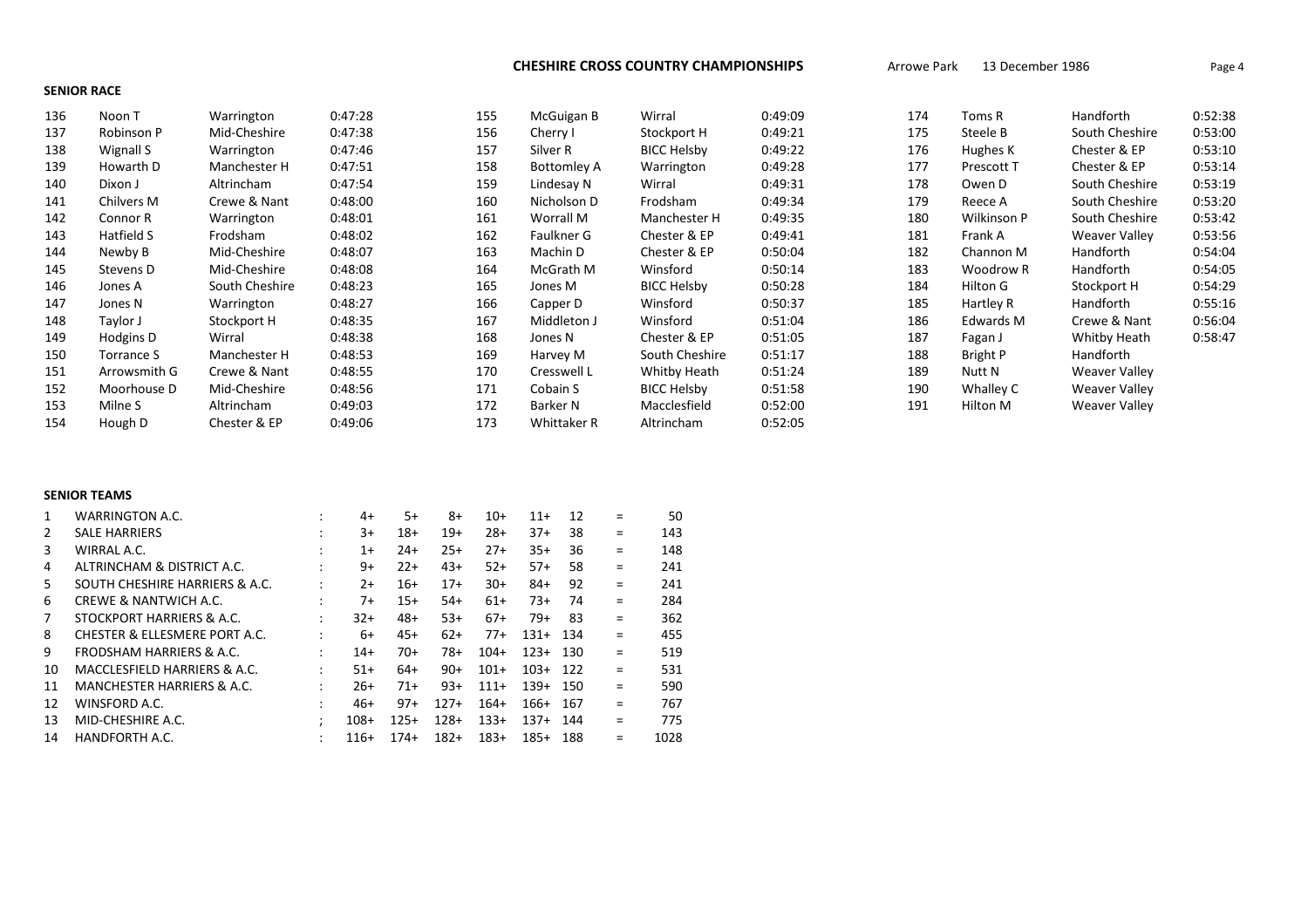**CHESHIRE CROSS COUNTRY CHAMPIONSHIPS** Arrowe Park 13 December 1986

**SENIOR RACE**

| | | | |
|---|---|---|---|
| 136 | Noon T | Warrington | 0:47:28 |
| 137 | Robinson P | Mid-Cheshire | 0:47:38 |
| 138 | Wignall S | Warrington | 0:47:46 |
| 139 | Howarth D | Manchester H | 0:47:51 |
| 140 | Dixon J | Altrincham | 0:47:54 |
| 141 | Chilvers M | Crewe & Nant | 0:48:00 |
| 142 | Connor R | Warrington | 0:48:01 |
| 143 | Hatfield S | Frodsham | 0:48:02 |
| 144 | Newby B | Mid-Cheshire | 0:48:07 |
| 145 | Stevens D | Mid-Cheshire | 0:48:08 |
| 146 | Jones A | South Cheshire | 0:48:23 |
| 147 | Jones N | Warrington | 0:48:27 |
| 148 | Taylor J | Stockport H | 0:48:35 |
| 149 | Hodgins D | Wirral | 0:48:38 |
| 150 | Torrance S | Manchester H | 0:48:53 |
| 151 | Arrowsmith G | Crewe & Nant | 0:48:55 |
| 152 | Moorhouse D | Mid-Cheshire | 0:48:56 |
| 153 | Milne S | Altrincham | 0:49:03 |
| 154 | Hough D | Chester & EP | 0:49:06 |
| 155 | McGuigan B | Wirral | 0:49:09 |
| 156 | Cherry I | Stockport H | 0:49:21 |
| 157 | Silver R | BICC Helsby | 0:49:22 |
| 158 | Bottomley A | Warrington | 0:49:28 |
| 159 | Lindesay N | Wirral | 0:49:31 |
| 160 | Nicholson D | Frodsham | 0:49:34 |
| 161 | Worrall M | Manchester H | 0:49:35 |
| 162 | Faulkner G | Chester & EP | 0:49:41 |
| 163 | Machin D | Chester & EP | 0:50:04 |
| 164 | McGrath M | Winsford | 0:50:14 |
| 165 | Jones M | BICC Helsby | 0:50:28 |
| 166 | Capper D | Winsford | 0:50:37 |
| 167 | Middleton J | Winsford | 0:51:04 |
| 168 | Jones N | Chester & EP | 0:51:05 |
| 169 | Harvey M | South Cheshire | 0:51:17 |
| 170 | Cresswell L | Whitby Heath | 0:51:24 |
| 171 | Cobain S | BICC Helsby | 0:51:58 |
| 172 | Barker N | Macclesfield | 0:52:00 |
| 173 | Whittaker R | Altrincham | 0:52:05 |
| 174 | Toms R | Handforth | 0:52:38 |
| 175 | Steele B | South Cheshire | 0:53:00 |
| 176 | Hughes K | Chester & EP | 0:53:10 |
| 177 | Prescott T | Chester & EP | 0:53:14 |
| 178 | Owen D | South Cheshire | 0:53:19 |
| 179 | Reece A | South Cheshire | 0:53:20 |
| 180 | Wilkinson P | South Cheshire | 0:53:42 |
| 181 | Frank A | Weaver Valley | 0:53:56 |
| 182 | Channon M | Handforth | 0:54:04 |
| 183 | Woodrow R | Handforth | 0:54:05 |
| 184 | Hilton G | Stockport H | 0:54:29 |
| 185 | Hartley R | Handforth | 0:55:16 |
| 186 | Edwards M | Crewe & Nant | 0:56:04 |
| 187 | Fagan J | Whitby Heath | 0:58:47 |
| 188 | Bright P | Handforth | |
| 189 | Nutt N | Weaver Valley | |
| 190 | Whalley C | Weaver Valley | |
| 191 | Hilton M | Weaver Valley | |

**SENIOR TEAMS**

| | | | | | | | | | | | |
|---|---|---|---|---|---|---|---|---|---|---|---|
| 1 | WARRINGTON A.C. | : | 4+ | 5+ | 8+ | 10+ | 11+ | 12 | = | 50 |
| 2 | SALE HARRIERS | : | 3+ | 18+ | 19+ | 28+ | 37+ | 38 | = | 143 |
| 3 | WIRRAL A.C. | : | 1+ | 24+ | 25+ | 27+ | 35+ | 36 | = | 148 |
| 4 | ALTRINCHAM & DISTRICT A.C. | : | 9+ | 22+ | 43+ | 52+ | 57+ | 58 | = | 241 |
| 5 | SOUTH CHESHIRE HARRIERS & A.C. | : | 2+ | 16+ | 17+ | 30+ | 84+ | 92 | = | 241 |
| 6 | CREWE & NANTWICH A.C. | : | 7+ | 15+ | 54+ | 61+ | 73+ | 74 | = | 284 |
| 7 | STOCKPORT HARRIERS & A.C. | : | 32+ | 48+ | 53+ | 67+ | 79+ | 83 | = | 362 |
| 8 | CHESTER & ELLESMERE PORT A.C. | : | 6+ | 45+ | 62+ | 77+ | 131+ | 134 | = | 455 |
| 9 | FRODSHAM HARRIERS & A.C. | : | 14+ | 70+ | 78+ | 104+ | 123+ | 130 | = | 519 |
| 10 | MACCLESFIELD HARRIERS & A.C. | : | 51+ | 64+ | 90+ | 101+ | 103+ | 122 | = | 531 |
| 11 | MANCHESTER HARRIERS & A.C. | : | 26+ | 71+ | 93+ | 111+ | 139+ | 150 | = | 590 |
| 12 | WINSFORD A.C. | : | 46+ | 97+ | 127+ | 164+ | 166+ | 167 | = | 767 |
| 13 | MID-CHESHIRE A.C. | ; | 108+ | 125+ | 128+ | 133+ | 137+ | 144 | = | 775 |
| 14 | HANDFORTH A.C. | : | 116+ | 174+ | 182+ | 183+ | 185+ | 188 | = | 1028 |